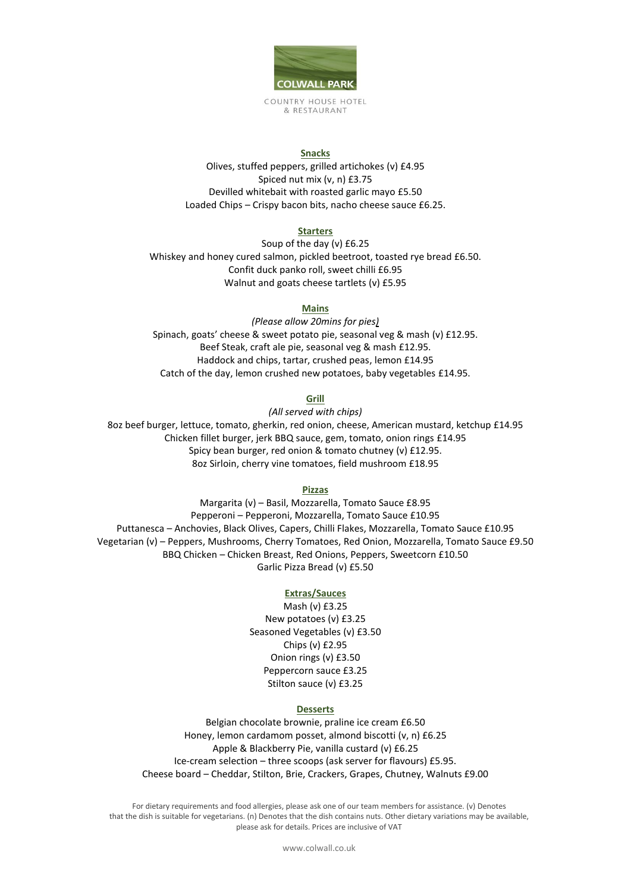COLWALL PARK

COUNTRY HOUSE HOTEL & RESTAURANT

## Snacks

Olives, stuffed peppers, grilled artichokes (v) £4.95
Spiced nut mix (v, n) £3.75
Devilled whitebait with roasted garlic mayo £5.50
Loaded Chips – Crispy bacon bits, nacho cheese sauce £6.25.

## Starters

Soup of the day (v) £6.25
Whiskey and honey cured salmon, pickled beetroot, toasted rye bread £6.50.
Confit duck panko roll, sweet chilli £6.95
Walnut and goats cheese tartlets (v) £5.95

## Mains

*(Please allow 20mins for pies)*

Spinach, goats' cheese & sweet potato pie, seasonal veg & mash (v) £12.95.
Beef Steak, craft ale pie, seasonal veg & mash £12.95.
Haddock and chips, tartar, crushed peas, lemon £14.95
Catch of the day, lemon crushed new potatoes, baby vegetables £14.95.

## Grill

*(All served with chips)*

8oz beef burger, lettuce, tomato, gherkin, red onion, cheese, American mustard, ketchup £14.95
Chicken fillet burger, jerk BBQ sauce, gem, tomato, onion rings £14.95
Spicy bean burger, red onion & tomato chutney (v) £12.95.
8oz Sirloin, cherry vine tomatoes, field mushroom £18.95

## Pizzas

Margarita (v) – Basil, Mozzarella, Tomato Sauce £8.95
Pepperoni – Pepperoni, Mozzarella, Tomato Sauce £10.95
Puttanesca – Anchovies, Black Olives, Capers, Chilli Flakes, Mozzarella, Tomato Sauce £10.95
Vegetarian (v) – Peppers, Mushrooms, Cherry Tomatoes, Red Onion, Mozzarella, Tomato Sauce £9.50
BBQ Chicken – Chicken Breast, Red Onions, Peppers, Sweetcorn £10.50
Garlic Pizza Bread (v) £5.50

## Extras/Sauces

Mash (v) £3.25
New potatoes (v) £3.25
Seasoned Vegetables (v) £3.50
Chips (v) £2.95
Onion rings (v) £3.50
Peppercorn sauce £3.25
Stilton sauce (v) £3.25

## Desserts

Belgian chocolate brownie, praline ice cream £6.50
Honey, lemon cardamom posset, almond biscotti (v, n) £6.25
Apple & Blackberry Pie, vanilla custard (v) £6.25
Ice-cream selection – three scoops (ask server for flavours) £5.95.
Cheese board – Cheddar, Stilton, Brie, Crackers, Grapes, Chutney, Walnuts £9.00

For dietary requirements and food allergies, please ask one of our team members for assistance. (v) Denotes that the dish is suitable for vegetarians. (n) Denotes that the dish contains nuts. Other dietary variations may be available, please ask for details. Prices are inclusive of VAT

www.colwall.co.uk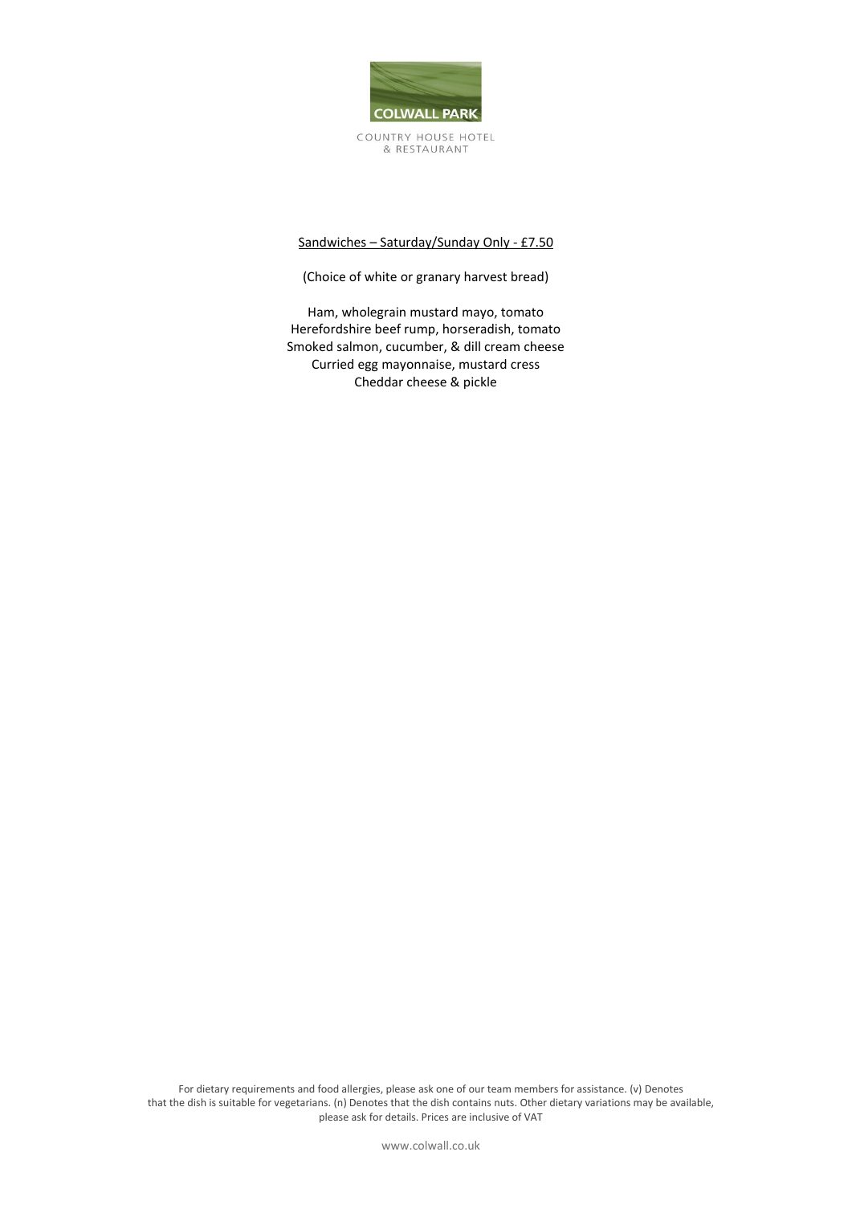COLWALL PARK

COUNTRY HOUSE HOTEL
& RESTAURANT

## Sandwiches – Saturday/Sunday Only - £7.50

(Choice of white or granary harvest bread)

Ham, wholegrain mustard mayo, tomato
Herefordshire beef rump, horseradish, tomato
Smoked salmon, cucumber, & dill cream cheese
Curried egg mayonnaise, mustard cress
Cheddar cheese & pickle

For dietary requirements and food allergies, please ask one of our team members for assistance. (v) Denotes that the dish is suitable for vegetarians. (n) Denotes that the dish contains nuts. Other dietary variations may be available, please ask for details. Prices are inclusive of VAT

www.colwall.co.uk